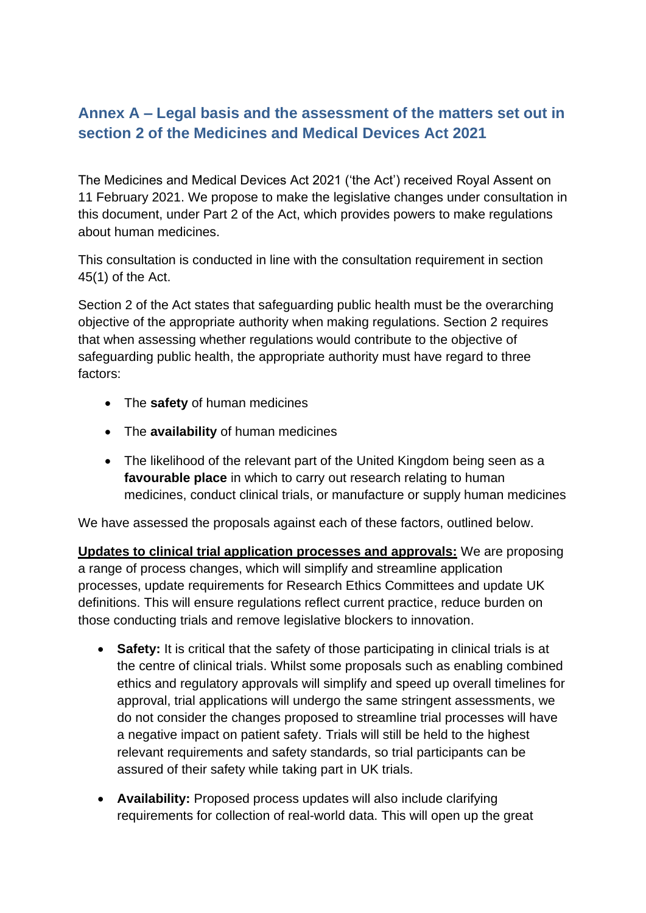## Annex A – Legal basis and the assessment of the matters set out in section 2 of the Medicines and Medical Devices Act 2021

The Medicines and Medical Devices Act 2021 ('the Act') received Royal Assent on 11 February 2021. We propose to make the legislative changes under consultation in this document, under Part 2 of the Act, which provides powers to make regulations about human medicines.

This consultation is conducted in line with the consultation requirement in section 45(1) of the Act.

Section 2 of the Act states that safeguarding public health must be the overarching objective of the appropriate authority when making regulations. Section 2 requires that when assessing whether regulations would contribute to the objective of safeguarding public health, the appropriate authority must have regard to three factors:

- The **safety** of human medicines
- The **availability** of human medicines
- The likelihood of the relevant part of the United Kingdom being seen as a **favourable place** in which to carry out research relating to human medicines, conduct clinical trials, or manufacture or supply human medicines

We have assessed the proposals against each of these factors, outlined below.

**Updates to clinical trial application processes and approvals:** We are proposing a range of process changes, which will simplify and streamline application processes, update requirements for Research Ethics Committees and update UK definitions. This will ensure regulations reflect current practice, reduce burden on those conducting trials and remove legislative blockers to innovation.

- **Safety:** It is critical that the safety of those participating in clinical trials is at the centre of clinical trials. Whilst some proposals such as enabling combined ethics and regulatory approvals will simplify and speed up overall timelines for approval, trial applications will undergo the same stringent assessments, we do not consider the changes proposed to streamline trial processes will have a negative impact on patient safety. Trials will still be held to the highest relevant requirements and safety standards, so trial participants can be assured of their safety while taking part in UK trials.
- **Availability:** Proposed process updates will also include clarifying requirements for collection of real-world data. This will open up the great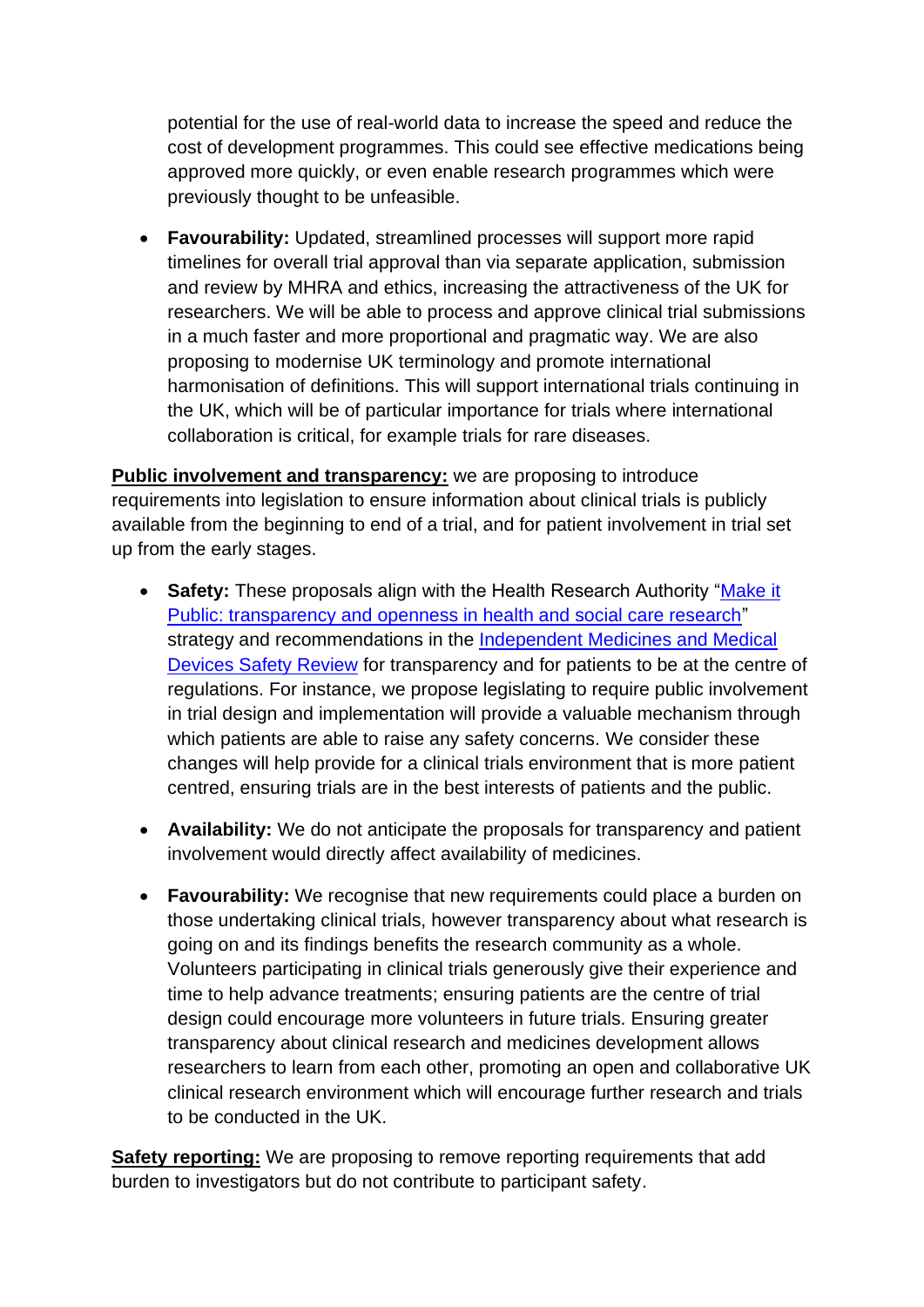potential for the use of real-world data to increase the speed and reduce the cost of development programmes. This could see effective medications being approved more quickly, or even enable research programmes which were previously thought to be unfeasible.

- **Favourability:** Updated, streamlined processes will support more rapid timelines for overall trial approval than via separate application, submission and review by MHRA and ethics, increasing the attractiveness of the UK for researchers. We will be able to process and approve clinical trial submissions in a much faster and more proportional and pragmatic way. We are also proposing to modernise UK terminology and promote international harmonisation of definitions. This will support international trials continuing in the UK, which will be of particular importance for trials where international collaboration is critical, for example trials for rare diseases.

**Public involvement and transparency:** we are proposing to introduce requirements into legislation to ensure information about clinical trials is publicly available from the beginning to end of a trial, and for patient involvement in trial set up from the early stages.

- **Safety:** These proposals align with the Health Research Authority "Make it Public: transparency and openness in health and social care research" strategy and recommendations in the Independent Medicines and Medical Devices Safety Review for transparency and for patients to be at the centre of regulations. For instance, we propose legislating to require public involvement in trial design and implementation will provide a valuable mechanism through which patients are able to raise any safety concerns. We consider these changes will help provide for a clinical trials environment that is more patient centred, ensuring trials are in the best interests of patients and the public.

- **Availability:** We do not anticipate the proposals for transparency and patient involvement would directly affect availability of medicines.

- **Favourability:** We recognise that new requirements could place a burden on those undertaking clinical trials, however transparency about what research is going on and its findings benefits the research community as a whole. Volunteers participating in clinical trials generously give their experience and time to help advance treatments; ensuring patients are the centre of trial design could encourage more volunteers in future trials. Ensuring greater transparency about clinical research and medicines development allows researchers to learn from each other, promoting an open and collaborative UK clinical research environment which will encourage further research and trials to be conducted in the UK.

**Safety reporting:** We are proposing to remove reporting requirements that add burden to investigators but do not contribute to participant safety.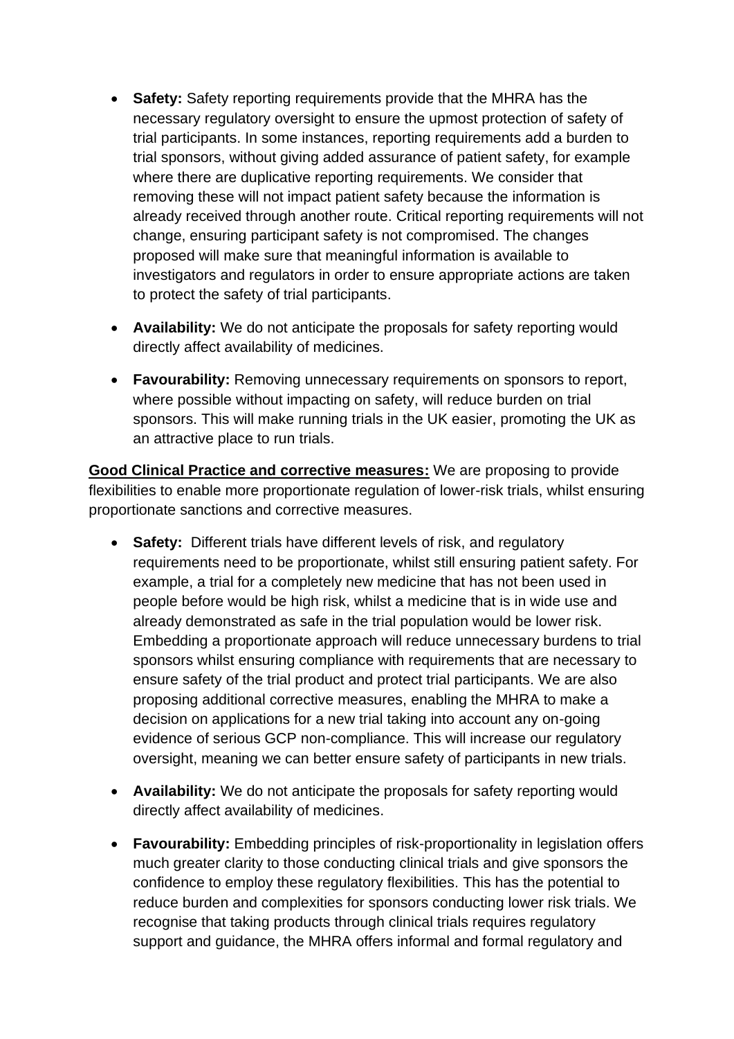- **Safety:** Safety reporting requirements provide that the MHRA has the necessary regulatory oversight to ensure the upmost protection of safety of trial participants. In some instances, reporting requirements add a burden to trial sponsors, without giving added assurance of patient safety, for example where there are duplicative reporting requirements. We consider that removing these will not impact patient safety because the information is already received through another route. Critical reporting requirements will not change, ensuring participant safety is not compromised. The changes proposed will make sure that meaningful information is available to investigators and regulators in order to ensure appropriate actions are taken to protect the safety of trial participants.

- **Availability:** We do not anticipate the proposals for safety reporting would directly affect availability of medicines.

- **Favourability:** Removing unnecessary requirements on sponsors to report, where possible without impacting on safety, will reduce burden on trial sponsors. This will make running trials in the UK easier, promoting the UK as an attractive place to run trials.

**Good Clinical Practice and corrective measures:** We are proposing to provide flexibilities to enable more proportionate regulation of lower-risk trials, whilst ensuring proportionate sanctions and corrective measures.

- **Safety:** Different trials have different levels of risk, and regulatory requirements need to be proportionate, whilst still ensuring patient safety. For example, a trial for a completely new medicine that has not been used in people before would be high risk, whilst a medicine that is in wide use and already demonstrated as safe in the trial population would be lower risk. Embedding a proportionate approach will reduce unnecessary burdens to trial sponsors whilst ensuring compliance with requirements that are necessary to ensure safety of the trial product and protect trial participants. We are also proposing additional corrective measures, enabling the MHRA to make a decision on applications for a new trial taking into account any on-going evidence of serious GCP non-compliance. This will increase our regulatory oversight, meaning we can better ensure safety of participants in new trials.

- **Availability:** We do not anticipate the proposals for safety reporting would directly affect availability of medicines.

- **Favourability:** Embedding principles of risk-proportionality in legislation offers much greater clarity to those conducting clinical trials and give sponsors the confidence to employ these regulatory flexibilities. This has the potential to reduce burden and complexities for sponsors conducting lower risk trials. We recognise that taking products through clinical trials requires regulatory support and guidance, the MHRA offers informal and formal regulatory and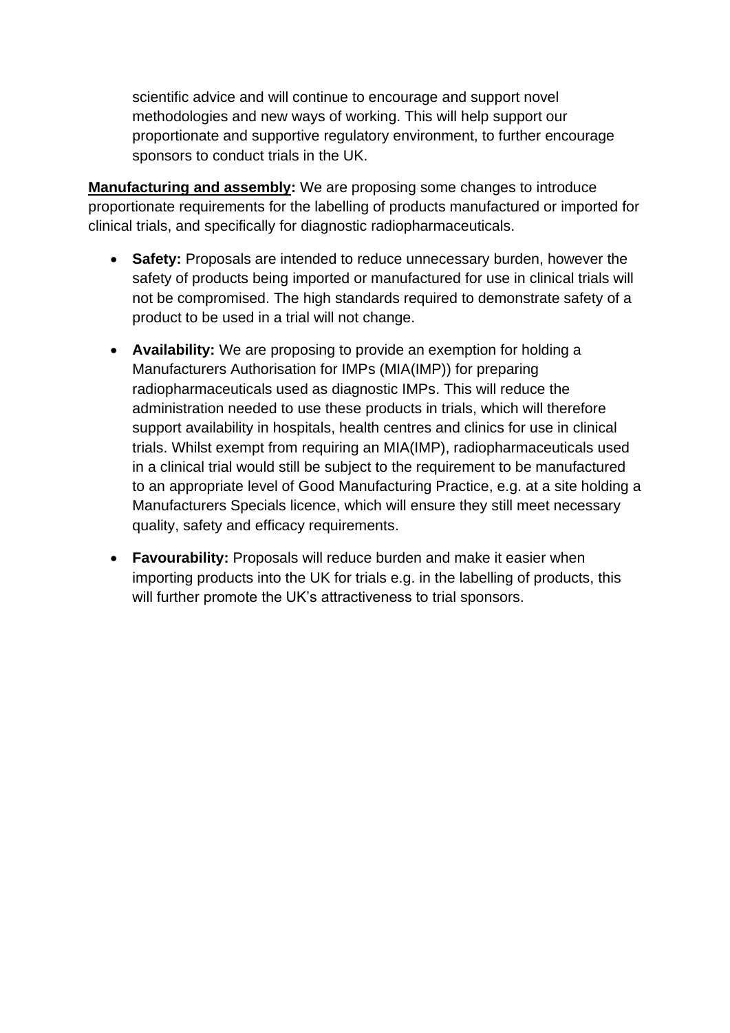scientific advice and will continue to encourage and support novel methodologies and new ways of working. This will help support our proportionate and supportive regulatory environment, to further encourage sponsors to conduct trials in the UK.

**Manufacturing and assembly:** We are proposing some changes to introduce proportionate requirements for the labelling of products manufactured or imported for clinical trials, and specifically for diagnostic radiopharmaceuticals.

- **Safety:** Proposals are intended to reduce unnecessary burden, however the safety of products being imported or manufactured for use in clinical trials will not be compromised. The high standards required to demonstrate safety of a product to be used in a trial will not change.
- **Availability:** We are proposing to provide an exemption for holding a Manufacturers Authorisation for IMPs (MIA(IMP)) for preparing radiopharmaceuticals used as diagnostic IMPs. This will reduce the administration needed to use these products in trials, which will therefore support availability in hospitals, health centres and clinics for use in clinical trials. Whilst exempt from requiring an MIA(IMP), radiopharmaceuticals used in a clinical trial would still be subject to the requirement to be manufactured to an appropriate level of Good Manufacturing Practice, e.g. at a site holding a Manufacturers Specials licence, which will ensure they still meet necessary quality, safety and efficacy requirements.
- **Favourability:** Proposals will reduce burden and make it easier when importing products into the UK for trials e.g. in the labelling of products, this will further promote the UK's attractiveness to trial sponsors.